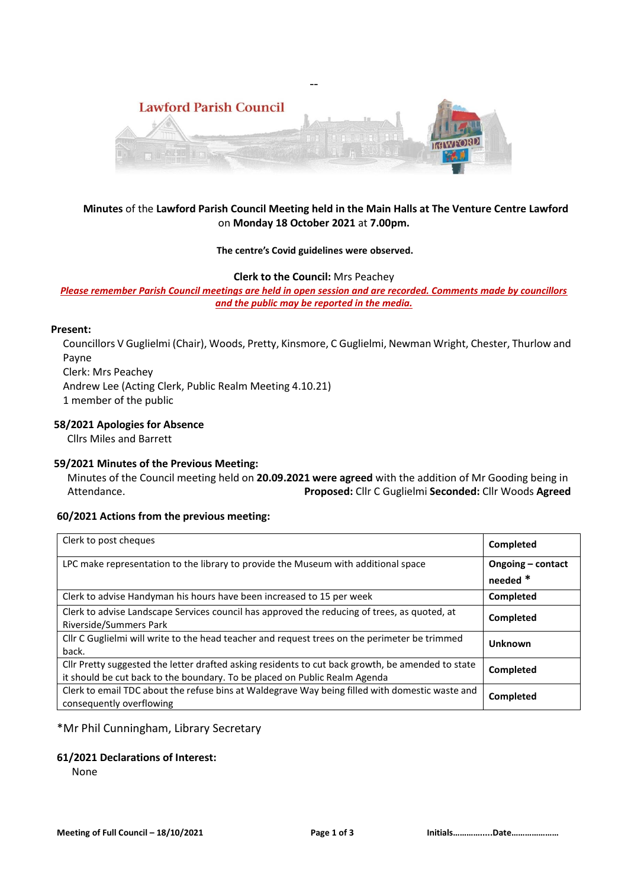--

Lawford Parish Council

**Minutes** of the **Lawford Parish Council Meeting held in the Main Halls at The Venture Centre Lawford** on **Monday 18 October 2021** at **7.00pm.**

**The centre's Covid guidelines were observed.**

**Clerk to the Council:** Mrs Peachey

***Please remember Parish Council meetings are held in open session and are recorded. Comments made by councillors and the public may be reported in the media.***

**Present:**

Councillors V Guglielmi (Chair), Woods, Pretty, Kinsmore, C Guglielmi, Newman Wright, Chester, Thurlow and Payne
Clerk: Mrs Peachey
Andrew Lee (Acting Clerk, Public Realm Meeting 4.10.21)
1 member of the public

### 58/2021 Apologies for Absence

Cllrs Miles and Barrett

### 59/2021 Minutes of the Previous Meeting:

Minutes of the Council meeting held on **20.09.2021 were agreed** with the addition of Mr Gooding being in Attendance. **Proposed:** Cllr C Guglielmi **Seconded:** Cllr Woods **Agreed**

### 60/2021 Actions from the previous meeting:

| Action | Status |
|---|---|
| Clerk to post cheques | **Completed** |
| LPC make representation to the library to provide the Museum with additional space | **Ongoing – contact needed \*** |
| Clerk to advise Handyman his hours have been increased to 15 per week | **Completed** |
| Clerk to advise Landscape Services council has approved the reducing of trees, as quoted, at Riverside/Summers Park | **Completed** |
| Cllr C Guglielmi will write to the head teacher and request trees on the perimeter be trimmed back. | **Unknown** |
| Cllr Pretty suggested the letter drafted asking residents to cut back growth, be amended to state it should be cut back to the boundary. To be placed on Public Realm Agenda | **Completed** |
| Clerk to email TDC about the refuse bins at Waldegrave Way being filled with domestic waste and consequently overflowing | **Completed** |

*Mr Phil Cunningham, Library Secretary

### 61/2021 Declarations of Interest:

None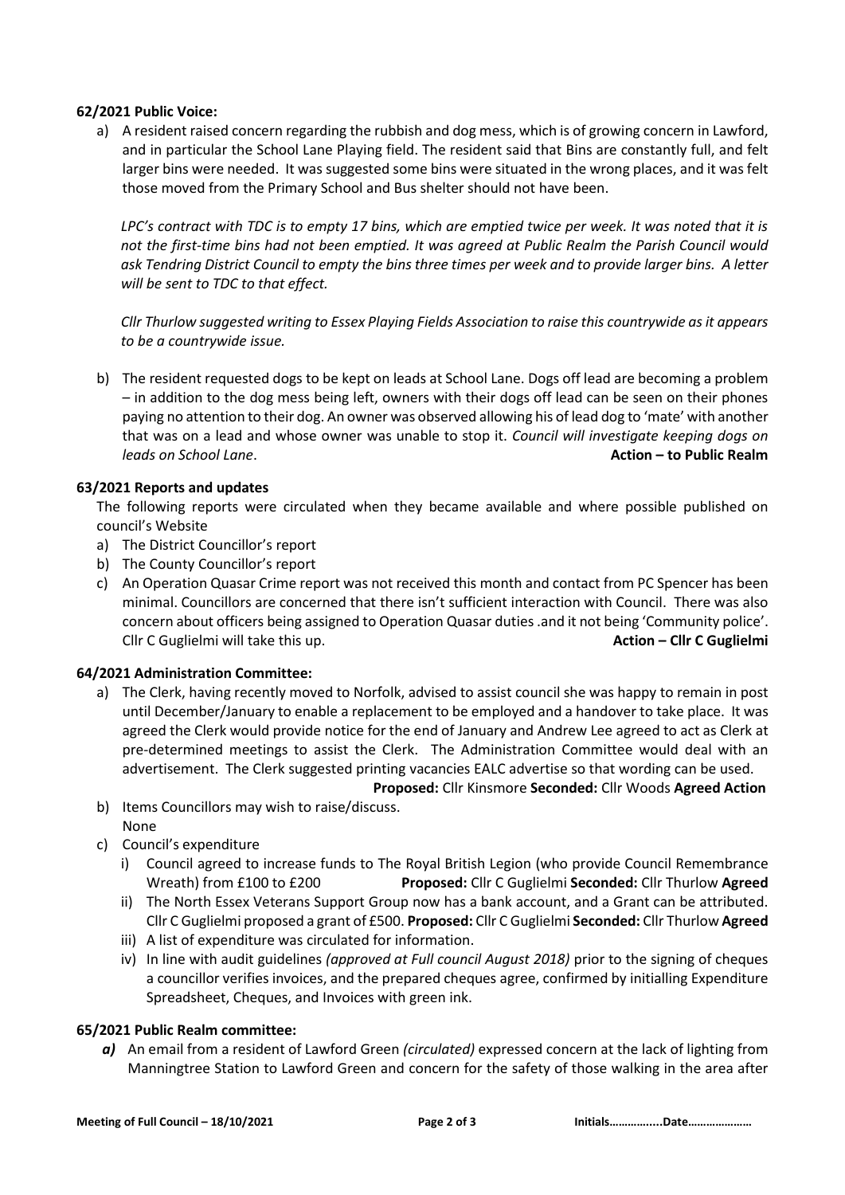**62/2021 Public Voice:**

a) A resident raised concern regarding the rubbish and dog mess, which is of growing concern in Lawford, and in particular the School Lane Playing field. The resident said that Bins are constantly full, and felt larger bins were needed. It was suggested some bins were situated in the wrong places, and it was felt those moved from the Primary School and Bus shelter should not have been.

   *LPC's contract with TDC is to empty 17 bins, which are emptied twice per week. It was noted that it is not the first-time bins had not been emptied. It was agreed at Public Realm the Parish Council would ask Tendring District Council to empty the bins three times per week and to provide larger bins. A letter will be sent to TDC to that effect.*

   *Cllr Thurlow suggested writing to Essex Playing Fields Association to raise this countrywide as it appears to be a countrywide issue.*

b) The resident requested dogs to be kept on leads at School Lane. Dogs off lead are becoming a problem – in addition to the dog mess being left, owners with their dogs off lead can be seen on their phones paying no attention to their dog. An owner was observed allowing his of lead dog to 'mate' with another that was on a lead and whose owner was unable to stop it. *Council will investigate keeping dogs on leads on School Lane*. **Action – to Public Realm**

**63/2021 Reports and updates**

The following reports were circulated when they became available and where possible published on council's Website

a) The District Councillor's report
b) The County Councillor's report
c) An Operation Quasar Crime report was not received this month and contact from PC Spencer has been minimal. Councillors are concerned that there isn't sufficient interaction with Council. There was also concern about officers being assigned to Operation Quasar duties .and it not being 'Community police'. Cllr C Guglielmi will take this up. **Action – Cllr C Guglielmi**

**64/2021 Administration Committee:**

a) The Clerk, having recently moved to Norfolk, advised to assist council she was happy to remain in post until December/January to enable a replacement to be employed and a handover to take place. It was agreed the Clerk would provide notice for the end of January and Andrew Lee agreed to act as Clerk at pre-determined meetings to assist the Clerk. The Administration Committee would deal with an advertisement. The Clerk suggested printing vacancies EALC advertise so that wording can be used.
   **Proposed:** Cllr Kinsmore **Seconded:** Cllr Woods **Agreed Action**
b) Items Councillors may wish to raise/discuss.
   None
c) Council's expenditure
   i) Council agreed to increase funds to The Royal British Legion (who provide Council Remembrance Wreath) from £100 to £200 **Proposed:** Cllr C Guglielmi **Seconded:** Cllr Thurlow **Agreed**
   ii) The North Essex Veterans Support Group now has a bank account, and a Grant can be attributed. Cllr C Guglielmi proposed a grant of £500. **Proposed:** Cllr C Guglielmi **Seconded:** Cllr Thurlow **Agreed**
   iii) A list of expenditure was circulated for information.
   iv) In line with audit guidelines *(approved at Full council August 2018)* prior to the signing of cheques a councillor verifies invoices, and the prepared cheques agree, confirmed by initialling Expenditure Spreadsheet, Cheques, and Invoices with green ink.

**65/2021 Public Realm committee:**

***a)*** An email from a resident of Lawford Green *(circulated)* expressed concern at the lack of lighting from Manningtree Station to Lawford Green and concern for the safety of those walking in the area after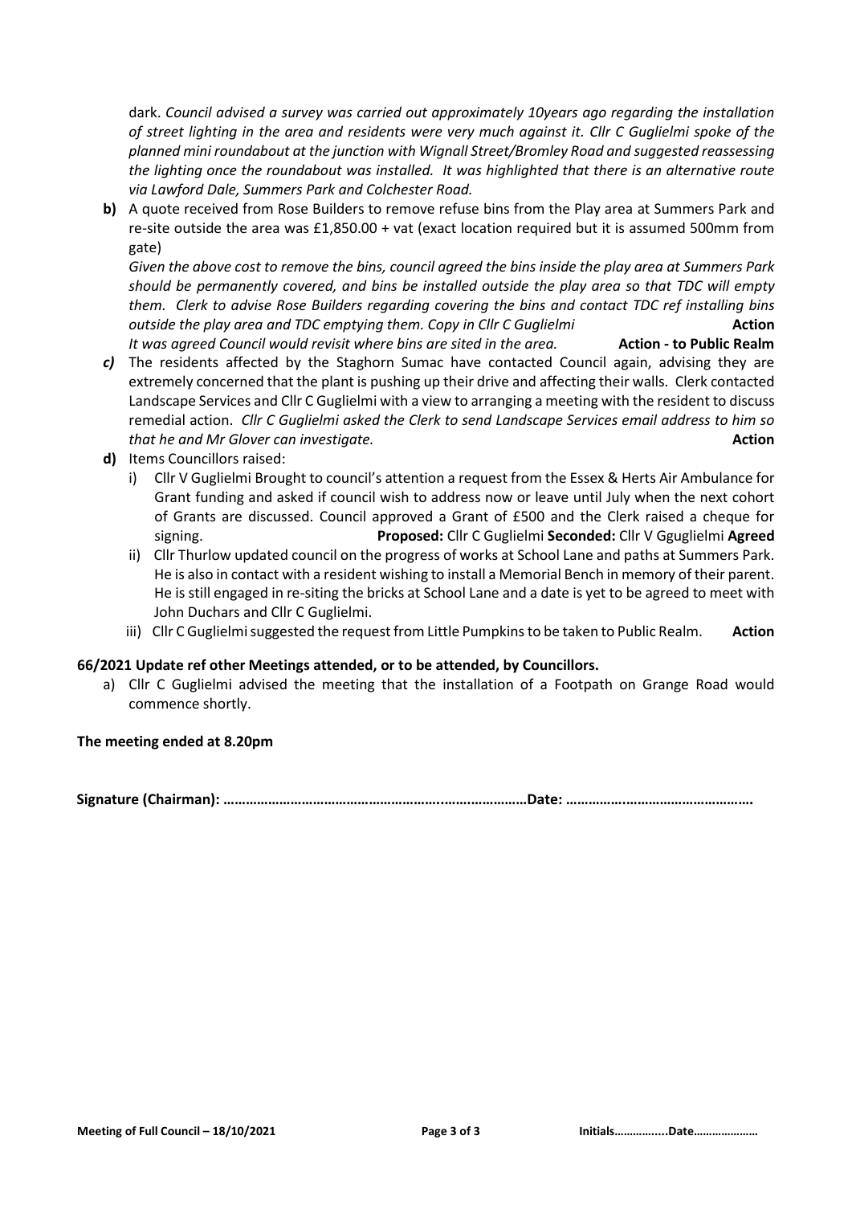dark. *Council advised a survey was carried out approximately 10years ago regarding the installation of street lighting in the area and residents were very much against it. Cllr C Guglielmi spoke of the planned mini roundabout at the junction with Wignall Street/Bromley Road and suggested reassessing the lighting once the roundabout was installed. It was highlighted that there is an alternative route via Lawford Dale, Summers Park and Colchester Road.*

**b)** A quote received from Rose Builders to remove refuse bins from the Play area at Summers Park and re-site outside the area was £1,850.00 + vat (exact location required but it is assumed 500mm from gate)
*Given the above cost to remove the bins, council agreed the bins inside the play area at Summers Park should be permanently covered, and bins be installed outside the play area so that TDC will empty them. Clerk to advise Rose Builders regarding covering the bins and contact TDC ref installing bins outside the play area and TDC emptying them. Copy in Cllr C Guglielmi* **Action**
*It was agreed Council would revisit where bins are sited in the area.* **Action - to Public Realm**

***c)*** The residents affected by the Staghorn Sumac have contacted Council again, advising they are extremely concerned that the plant is pushing up their drive and affecting their walls. Clerk contacted Landscape Services and Cllr C Guglielmi with a view to arranging a meeting with the resident to discuss remedial action. *Cllr C Guglielmi asked the Clerk to send Landscape Services email address to him so that he and Mr Glover can investigate.* **Action**

**d)** Items Councillors raised:

i) Cllr V Guglielmi Brought to council's attention a request from the Essex & Herts Air Ambulance for Grant funding and asked if council wish to address now or leave until July when the next cohort of Grants are discussed. Council approved a Grant of £500 and the Clerk raised a cheque for signing. **Proposed:** Cllr C Guglielmi **Seconded:** Cllr V Gguglielmi **Agreed**

ii) Cllr Thurlow updated council on the progress of works at School Lane and paths at Summers Park. He is also in contact with a resident wishing to install a Memorial Bench in memory of their parent. He is still engaged in re-siting the bricks at School Lane and a date is yet to be agreed to meet with John Duchars and Cllr C Guglielmi.

iii) Cllr C Guglielmi suggested the request from Little Pumpkins to be taken to Public Realm. **Action**

**66/2021 Update ref other Meetings attended, or to be attended, by Councillors.**

a) Cllr C Guglielmi advised the meeting that the installation of a Footpath on Grange Road would commence shortly.

**The meeting ended at 8.20pm**

**Signature (Chairman): ……………………………………………………..…….…………Date: …………….…………………………….**